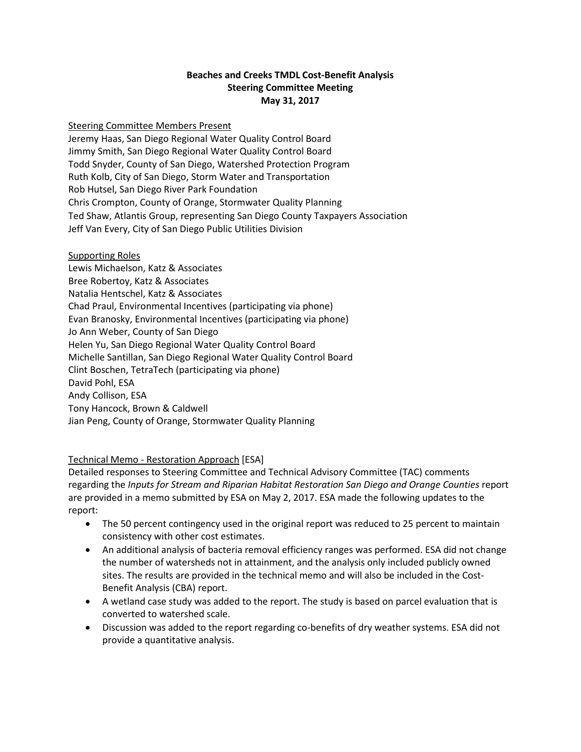**Beaches and Creeks TMDL Cost-Benefit Analysis**
**Steering Committee Meeting**
**May 31, 2017**

<u>Steering Committee Members Present</u>
Jeremy Haas, San Diego Regional Water Quality Control Board
Jimmy Smith, San Diego Regional Water Quality Control Board
Todd Snyder, County of San Diego, Watershed Protection Program
Ruth Kolb, City of San Diego, Storm Water and Transportation
Rob Hutsel, San Diego River Park Foundation
Chris Crompton, County of Orange, Stormwater Quality Planning
Ted Shaw, Atlantis Group, representing San Diego County Taxpayers Association
Jeff Van Every, City of San Diego Public Utilities Division

<u>Supporting Roles</u>
Lewis Michaelson, Katz & Associates
Bree Robertoy, Katz & Associates
Natalia Hentschel, Katz & Associates
Chad Praul, Environmental Incentives (participating via phone)
Evan Branosky, Environmental Incentives (participating via phone)
Jo Ann Weber, County of San Diego
Helen Yu, San Diego Regional Water Quality Control Board
Michelle Santillan, San Diego Regional Water Quality Control Board
Clint Boschen, TetraTech (participating via phone)
David Pohl, ESA
Andy Collison, ESA
Tony Hancock, Brown & Caldwell
Jian Peng, County of Orange, Stormwater Quality Planning

<u>Technical Memo - Restoration Approach</u> [ESA]

Detailed responses to Steering Committee and Technical Advisory Committee (TAC) comments regarding the *Inputs for Stream and Riparian Habitat Restoration San Diego and Orange Counties* report are provided in a memo submitted by ESA on May 2, 2017. ESA made the following updates to the report:

- The 50 percent contingency used in the original report was reduced to 25 percent to maintain consistency with other cost estimates.
- An additional analysis of bacteria removal efficiency ranges was performed. ESA did not change the number of watersheds not in attainment, and the analysis only included publicly owned sites. The results are provided in the technical memo and will also be included in the Cost-Benefit Analysis (CBA) report.
- A wetland case study was added to the report. The study is based on parcel evaluation that is converted to watershed scale.
- Discussion was added to the report regarding co-benefits of dry weather systems. ESA did not provide a quantitative analysis.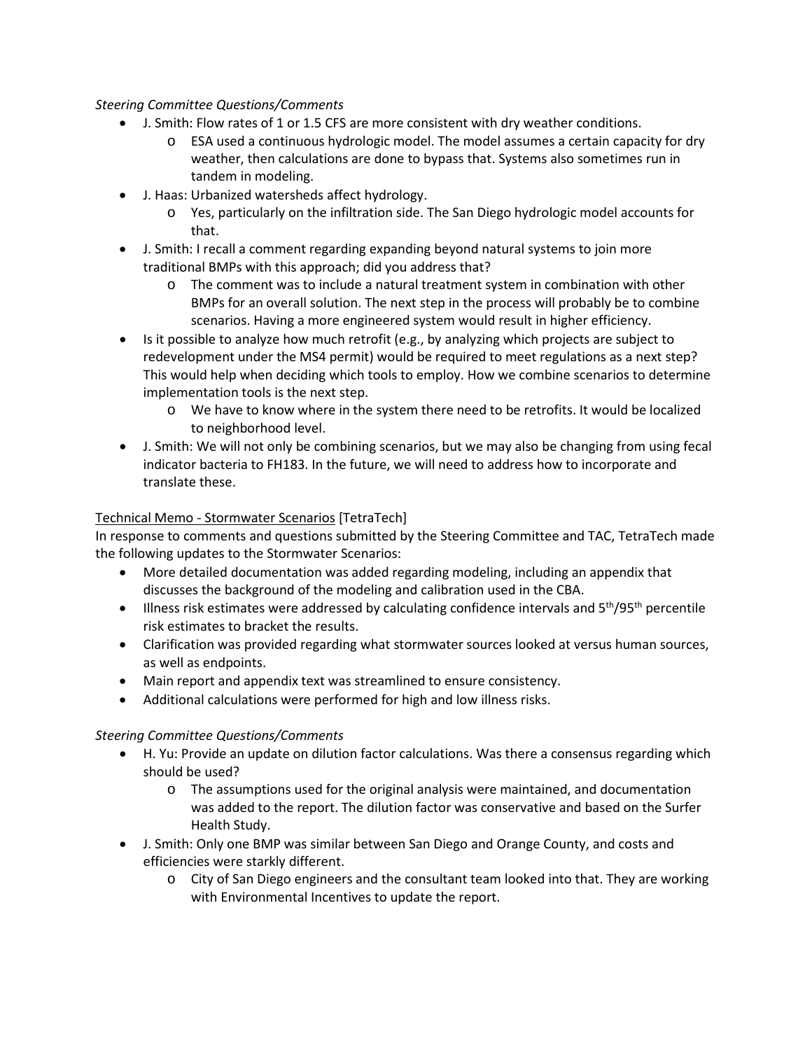*Steering Committee Questions/Comments*

- J. Smith: Flow rates of 1 or 1.5 CFS are more consistent with dry weather conditions.
  - ESA used a continuous hydrologic model. The model assumes a certain capacity for dry weather, then calculations are done to bypass that. Systems also sometimes run in tandem in modeling.
- J. Haas: Urbanized watersheds affect hydrology.
  - Yes, particularly on the infiltration side. The San Diego hydrologic model accounts for that.
- J. Smith: I recall a comment regarding expanding beyond natural systems to join more traditional BMPs with this approach; did you address that?
  - The comment was to include a natural treatment system in combination with other BMPs for an overall solution. The next step in the process will probably be to combine scenarios. Having a more engineered system would result in higher efficiency.
- Is it possible to analyze how much retrofit (e.g., by analyzing which projects are subject to redevelopment under the MS4 permit) would be required to meet regulations as a next step? This would help when deciding which tools to employ. How we combine scenarios to determine implementation tools is the next step.
  - We have to know where in the system there need to be retrofits. It would be localized to neighborhood level.
- J. Smith: We will not only be combining scenarios, but we may also be changing from using fecal indicator bacteria to FH183. In the future, we will need to address how to incorporate and translate these.

<u>Technical Memo - Stormwater Scenarios</u> [TetraTech]

In response to comments and questions submitted by the Steering Committee and TAC, TetraTech made the following updates to the Stormwater Scenarios:

- More detailed documentation was added regarding modeling, including an appendix that discusses the background of the modeling and calibration used in the CBA.
- Illness risk estimates were addressed by calculating confidence intervals and 5th/95th percentile risk estimates to bracket the results.
- Clarification was provided regarding what stormwater sources looked at versus human sources, as well as endpoints.
- Main report and appendix text was streamlined to ensure consistency.
- Additional calculations were performed for high and low illness risks.

*Steering Committee Questions/Comments*

- H. Yu: Provide an update on dilution factor calculations. Was there a consensus regarding which should be used?
  - The assumptions used for the original analysis were maintained, and documentation was added to the report. The dilution factor was conservative and based on the Surfer Health Study.
- J. Smith: Only one BMP was similar between San Diego and Orange County, and costs and efficiencies were starkly different.
  - City of San Diego engineers and the consultant team looked into that. They are working with Environmental Incentives to update the report.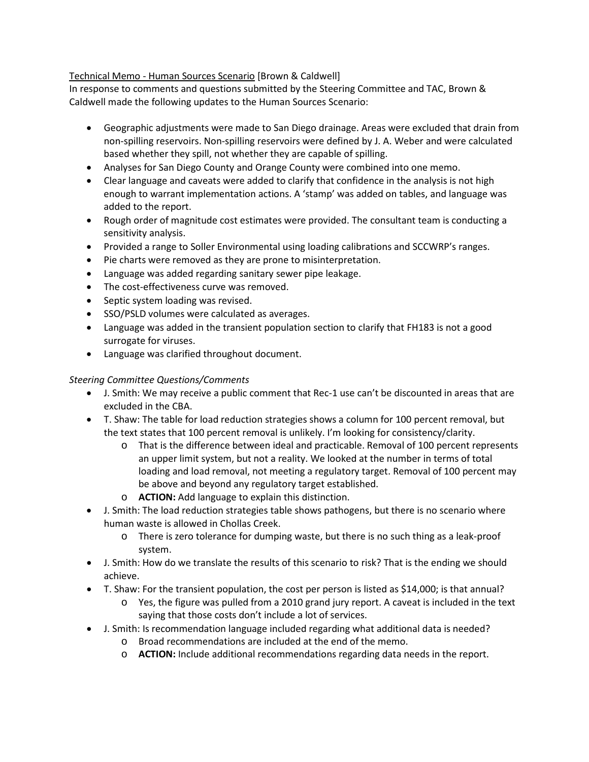<u>Technical Memo - Human Sources Scenario</u> [Brown & Caldwell]

In response to comments and questions submitted by the Steering Committee and TAC, Brown & Caldwell made the following updates to the Human Sources Scenario:

- Geographic adjustments were made to San Diego drainage. Areas were excluded that drain from non-spilling reservoirs. Non-spilling reservoirs were defined by J. A. Weber and were calculated based whether they spill, not whether they are capable of spilling.
- Analyses for San Diego County and Orange County were combined into one memo.
- Clear language and caveats were added to clarify that confidence in the analysis is not high enough to warrant implementation actions. A 'stamp' was added on tables, and language was added to the report.
- Rough order of magnitude cost estimates were provided. The consultant team is conducting a sensitivity analysis.
- Provided a range to Soller Environmental using loading calibrations and SCCWRP's ranges.
- Pie charts were removed as they are prone to misinterpretation.
- Language was added regarding sanitary sewer pipe leakage.
- The cost-effectiveness curve was removed.
- Septic system loading was revised.
- SSO/PSLD volumes were calculated as averages.
- Language was added in the transient population section to clarify that FH183 is not a good surrogate for viruses.
- Language was clarified throughout document.

*Steering Committee Questions/Comments*

- J. Smith: We may receive a public comment that Rec-1 use can't be discounted in areas that are excluded in the CBA.
- T. Shaw: The table for load reduction strategies shows a column for 100 percent removal, but the text states that 100 percent removal is unlikely. I'm looking for consistency/clarity.
  - That is the difference between ideal and practicable. Removal of 100 percent represents an upper limit system, but not a reality. We looked at the number in terms of total loading and load removal, not meeting a regulatory target. Removal of 100 percent may be above and beyond any regulatory target established.
  - **ACTION:** Add language to explain this distinction.
- J. Smith: The load reduction strategies table shows pathogens, but there is no scenario where human waste is allowed in Chollas Creek.
  - There is zero tolerance for dumping waste, but there is no such thing as a leak-proof system.
- J. Smith: How do we translate the results of this scenario to risk? That is the ending we should achieve.
- T. Shaw: For the transient population, the cost per person is listed as $14,000; is that annual?
  - Yes, the figure was pulled from a 2010 grand jury report. A caveat is included in the text saying that those costs don't include a lot of services.
- J. Smith: Is recommendation language included regarding what additional data is needed?
  - Broad recommendations are included at the end of the memo.
  - **ACTION:** Include additional recommendations regarding data needs in the report.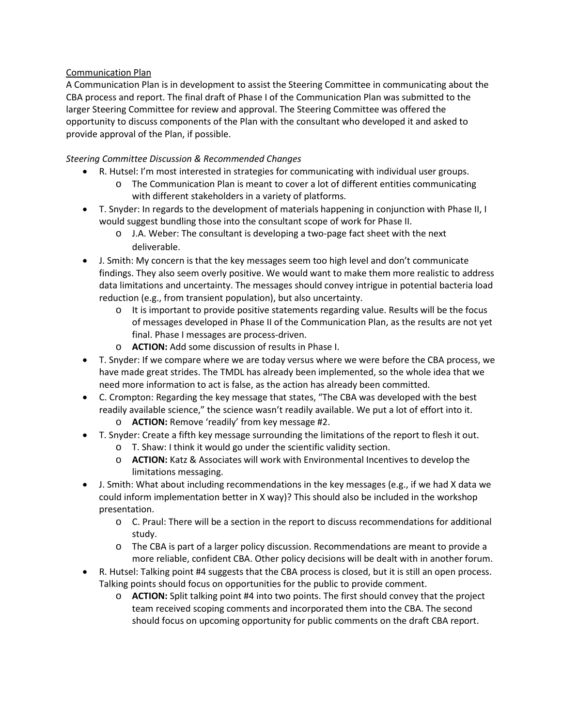Communication Plan

A Communication Plan is in development to assist the Steering Committee in communicating about the CBA process and report. The final draft of Phase I of the Communication Plan was submitted to the larger Steering Committee for review and approval. The Steering Committee was offered the opportunity to discuss components of the Plan with the consultant who developed it and asked to provide approval of the Plan, if possible.

*Steering Committee Discussion & Recommended Changes*

- R. Hutsel: I'm most interested in strategies for communicating with individual user groups.
    - The Communication Plan is meant to cover a lot of different entities communicating with different stakeholders in a variety of platforms.
- T. Snyder: In regards to the development of materials happening in conjunction with Phase II, I would suggest bundling those into the consultant scope of work for Phase II.
    - J.A. Weber: The consultant is developing a two-page fact sheet with the next deliverable.
- J. Smith: My concern is that the key messages seem too high level and don't communicate findings. They also seem overly positive. We would want to make them more realistic to address data limitations and uncertainty. The messages should convey intrigue in potential bacteria load reduction (e.g., from transient population), but also uncertainty.
    - It is important to provide positive statements regarding value. Results will be the focus of messages developed in Phase II of the Communication Plan, as the results are not yet final. Phase I messages are process-driven.
    - **ACTION:** Add some discussion of results in Phase I.
- T. Snyder: If we compare where we are today versus where we were before the CBA process, we have made great strides. The TMDL has already been implemented, so the whole idea that we need more information to act is false, as the action has already been committed.
- C. Crompton: Regarding the key message that states, "The CBA was developed with the best readily available science," the science wasn't readily available. We put a lot of effort into it.
    - **ACTION:** Remove 'readily' from key message #2.
- T. Snyder: Create a fifth key message surrounding the limitations of the report to flesh it out.
    - T. Shaw: I think it would go under the scientific validity section.
    - **ACTION:** Katz & Associates will work with Environmental Incentives to develop the limitations messaging.
- J. Smith: What about including recommendations in the key messages (e.g., if we had X data we could inform implementation better in X way)? This should also be included in the workshop presentation.
    - C. Praul: There will be a section in the report to discuss recommendations for additional study.
    - The CBA is part of a larger policy discussion. Recommendations are meant to provide a more reliable, confident CBA. Other policy decisions will be dealt with in another forum.
- R. Hutsel: Talking point #4 suggests that the CBA process is closed, but it is still an open process. Talking points should focus on opportunities for the public to provide comment.
    - **ACTION:** Split talking point #4 into two points. The first should convey that the project team received scoping comments and incorporated them into the CBA. The second should focus on upcoming opportunity for public comments on the draft CBA report.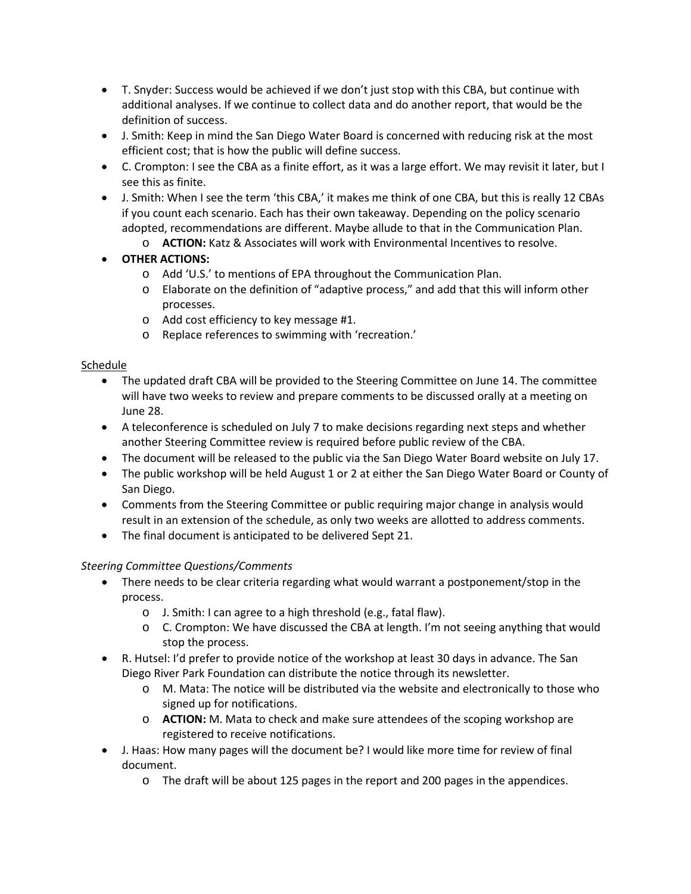- T. Snyder: Success would be achieved if we don't just stop with this CBA, but continue with additional analyses. If we continue to collect data and do another report, that would be the definition of success.
- J. Smith: Keep in mind the San Diego Water Board is concerned with reducing risk at the most efficient cost; that is how the public will define success.
- C. Crompton: I see the CBA as a finite effort, as it was a large effort. We may revisit it later, but I see this as finite.
- J. Smith: When I see the term 'this CBA,' it makes me think of one CBA, but this is really 12 CBAs if you count each scenario. Each has their own takeaway. Depending on the policy scenario adopted, recommendations are different. Maybe allude to that in the Communication Plan.
    - **ACTION:** Katz & Associates will work with Environmental Incentives to resolve.
- **OTHER ACTIONS:**
    - Add 'U.S.' to mentions of EPA throughout the Communication Plan.
    - Elaborate on the definition of "adaptive process," and add that this will inform other processes.
    - Add cost efficiency to key message #1.
    - Replace references to swimming with 'recreation.'

<u>Schedule</u>

- The updated draft CBA will be provided to the Steering Committee on June 14. The committee will have two weeks to review and prepare comments to be discussed orally at a meeting on June 28.
- A teleconference is scheduled on July 7 to make decisions regarding next steps and whether another Steering Committee review is required before public review of the CBA.
- The document will be released to the public via the San Diego Water Board website on July 17.
- The public workshop will be held August 1 or 2 at either the San Diego Water Board or County of San Diego.
- Comments from the Steering Committee or public requiring major change in analysis would result in an extension of the schedule, as only two weeks are allotted to address comments.
- The final document is anticipated to be delivered Sept 21.

*Steering Committee Questions/Comments*

- There needs to be clear criteria regarding what would warrant a postponement/stop in the process.
    - J. Smith: I can agree to a high threshold (e.g., fatal flaw).
    - C. Crompton: We have discussed the CBA at length. I'm not seeing anything that would stop the process.
- R. Hutsel: I'd prefer to provide notice of the workshop at least 30 days in advance. The San Diego River Park Foundation can distribute the notice through its newsletter.
    - M. Mata: The notice will be distributed via the website and electronically to those who signed up for notifications.
    - **ACTION:** M. Mata to check and make sure attendees of the scoping workshop are registered to receive notifications.
- J. Haas: How many pages will the document be? I would like more time for review of final document.
    - The draft will be about 125 pages in the report and 200 pages in the appendices.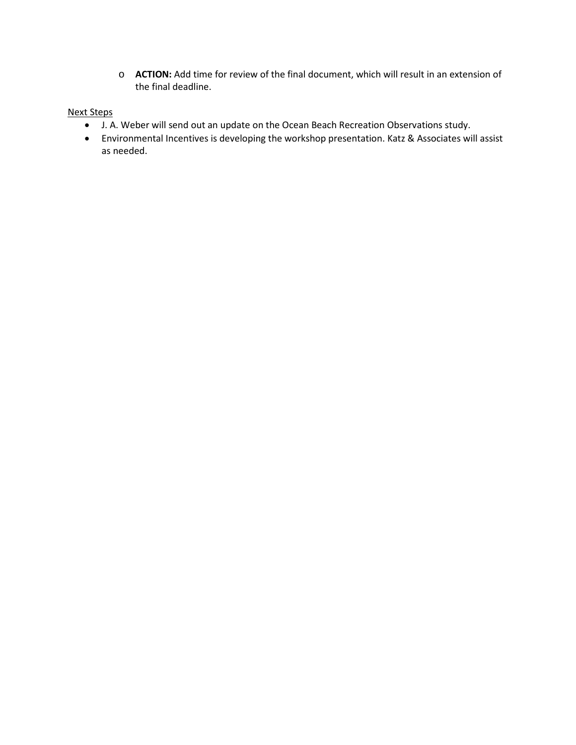- **ACTION:** Add time for review of the final document, which will result in an extension of the final deadline.

<u>Next Steps</u>

- J. A. Weber will send out an update on the Ocean Beach Recreation Observations study.
- Environmental Incentives is developing the workshop presentation. Katz & Associates will assist as needed.